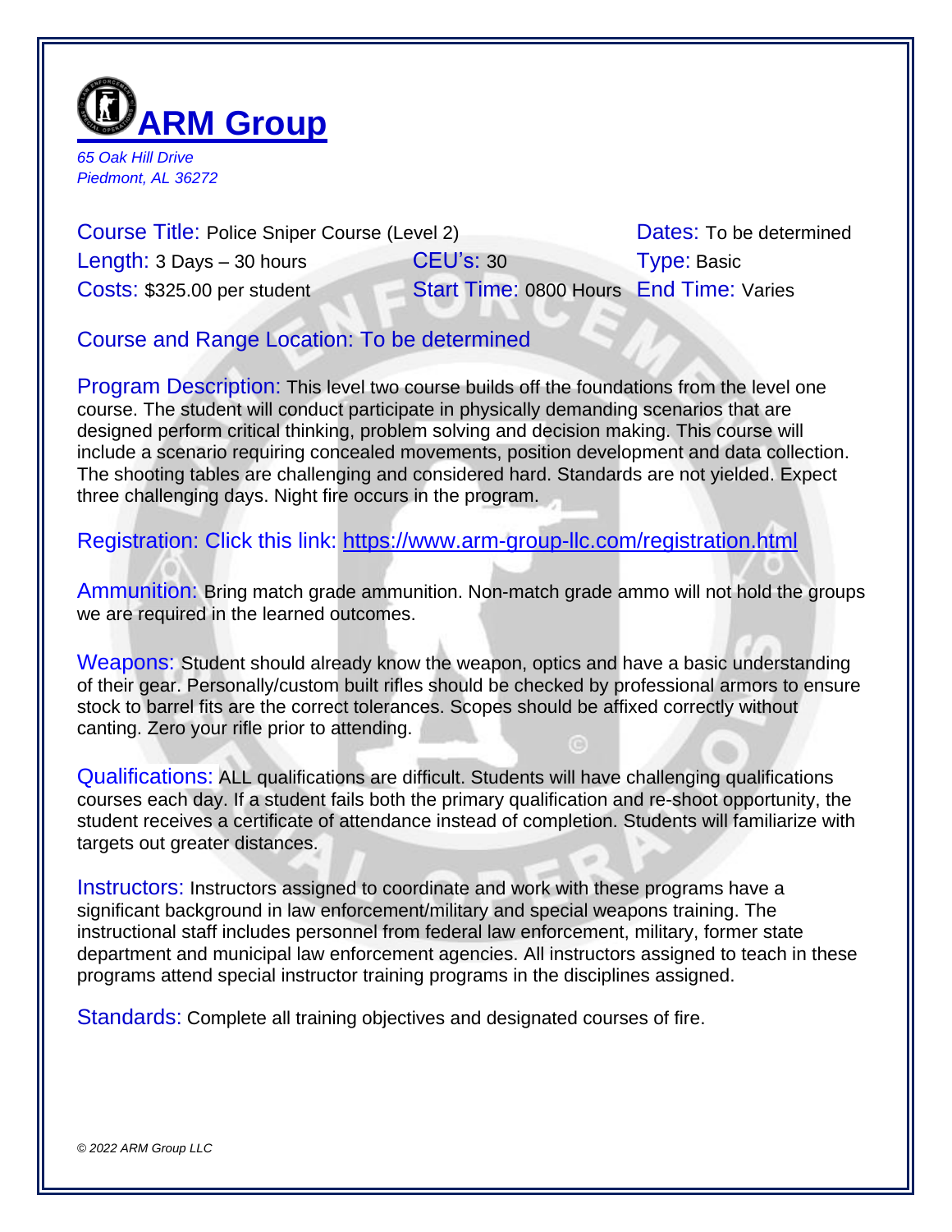# ARM Group

*65 Oak Hill Drive*
*Piedmont, AL 36272*

**Course Title:** Police Sniper Course (Level 2)
**Dates:** To be determined
**Length:** 3 Days – 30 hours
**CEU's:** 30
**Type:** Basic
**Costs:** $325.00 per student
**Start Time:** 0800 Hours
**End Time:** Varies

**Course and Range Location: To be determined**

**Program Description:** This level two course builds off the foundations from the level one course. The student will conduct participate in physically demanding scenarios that are designed perform critical thinking, problem solving and decision making. This course will include a scenario requiring concealed movements, position development and data collection. The shooting tables are challenging and considered hard. Standards are not yielded. Expect three challenging days. Night fire occurs in the program.

**Registration: Click this link:** https://www.arm-group-llc.com/registration.html

**Ammunition:** Bring match grade ammunition. Non-match grade ammo will not hold the groups we are required in the learned outcomes.

**Weapons:** Student should already know the weapon, optics and have a basic understanding of their gear. Personally/custom built rifles should be checked by professional armors to ensure stock to barrel fits are the correct tolerances. Scopes should be affixed correctly without canting. Zero your rifle prior to attending.

**Qualifications:** ALL qualifications are difficult. Students will have challenging qualifications courses each day. If a student fails both the primary qualification and re-shoot opportunity, the student receives a certificate of attendance instead of completion. Students will familiarize with targets out greater distances.

**Instructors:** Instructors assigned to coordinate and work with these programs have a significant background in law enforcement/military and special weapons training. The instructional staff includes personnel from federal law enforcement, military, former state department and municipal law enforcement agencies. All instructors assigned to teach in these programs attend special instructor training programs in the disciplines assigned.

**Standards:** Complete all training objectives and designated courses of fire.

*© 2022 ARM Group LLC*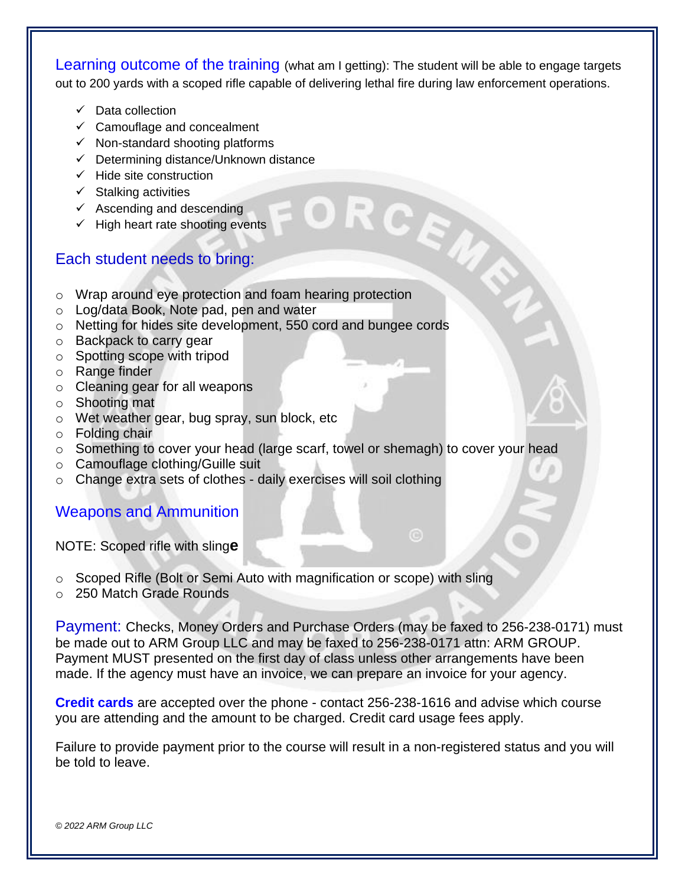## Learning outcome of the training

(what am I getting): The student will be able to engage targets out to 200 yards with a scoped rifle capable of delivering lethal fire during law enforcement operations.

- ✓ Data collection
- ✓ Camouflage and concealment
- ✓ Non-standard shooting platforms
- ✓ Determining distance/Unknown distance
- ✓ Hide site construction
- ✓ Stalking activities
- ✓ Ascending and descending
- ✓ High heart rate shooting events

## Each student needs to bring:

- Wrap around eye protection and foam hearing protection
- Log/data Book, Note pad, pen and water
- Netting for hides site development, 550 cord and bungee cords
- Backpack to carry gear
- Spotting scope with tripod
- Range finder
- Cleaning gear for all weapons
- Shooting mat
- Wet weather gear, bug spray, sun block, etc
- Folding chair
- Something to cover your head (large scarf, towel or shemagh) to cover your head
- Camouflage clothing/Guille suit
- Change extra sets of clothes - daily exercises will soil clothing

## Weapons and Ammunition

NOTE: Scoped rifle with slinge

- Scoped Rifle (Bolt or Semi Auto with magnification or scope) with sling
- 250 Match Grade Rounds

**Payment:** Checks, Money Orders and Purchase Orders (may be faxed to 256-238-0171) must be made out to ARM Group LLC and may be faxed to 256-238-0171 attn: ARM GROUP. Payment MUST presented on the first day of class unless other arrangements have been made. If the agency must have an invoice, we can prepare an invoice for your agency.

**Credit cards** are accepted over the phone - contact 256-238-1616 and advise which course you are attending and the amount to be charged. Credit card usage fees apply.

Failure to provide payment prior to the course will result in a non-registered status and you will be told to leave.

*© 2022 ARM Group LLC*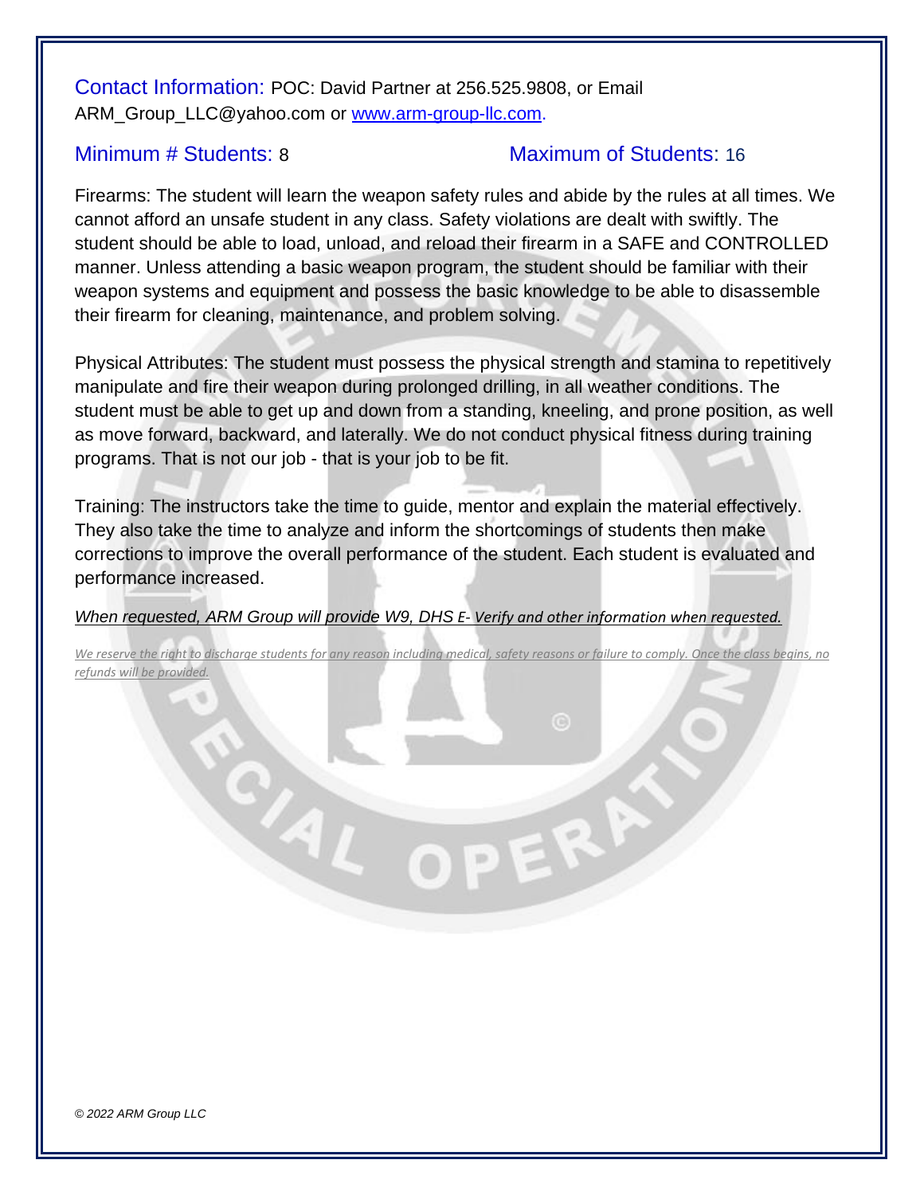Contact Information: POC: David Partner at 256.525.9808, or Email ARM_Group_LLC@yahoo.com or [www.arm-group-llc.com](http://www.arm-group-llc.com).

Minimum # Students: 8

Maximum of Students: 16

Firearms: The student will learn the weapon safety rules and abide by the rules at all times. We cannot afford an unsafe student in any class. Safety violations are dealt with swiftly. The student should be able to load, unload, and reload their firearm in a SAFE and CONTROLLED manner. Unless attending a basic weapon program, the student should be familiar with their weapon systems and equipment and possess the basic knowledge to be able to disassemble their firearm for cleaning, maintenance, and problem solving.

Physical Attributes: The student must possess the physical strength and stamina to repetitively manipulate and fire their weapon during prolonged drilling, in all weather conditions. The student must be able to get up and down from a standing, kneeling, and prone position, as well as move forward, backward, and laterally. We do not conduct physical fitness during training programs. That is not our job - that is your job to be fit.

Training: The instructors take the time to guide, mentor and explain the material effectively. They also take the time to analyze and inform the shortcomings of students then make corrections to improve the overall performance of the student. Each student is evaluated and performance increased.

*When requested, ARM Group will provide W9, DHS E- Verify and other information when requested.*

*We reserve the right to discharge students for any reason including medical, safety reasons or failure to comply. Once the class begins, no refunds will be provided.*

*© 2022 ARM Group LLC*